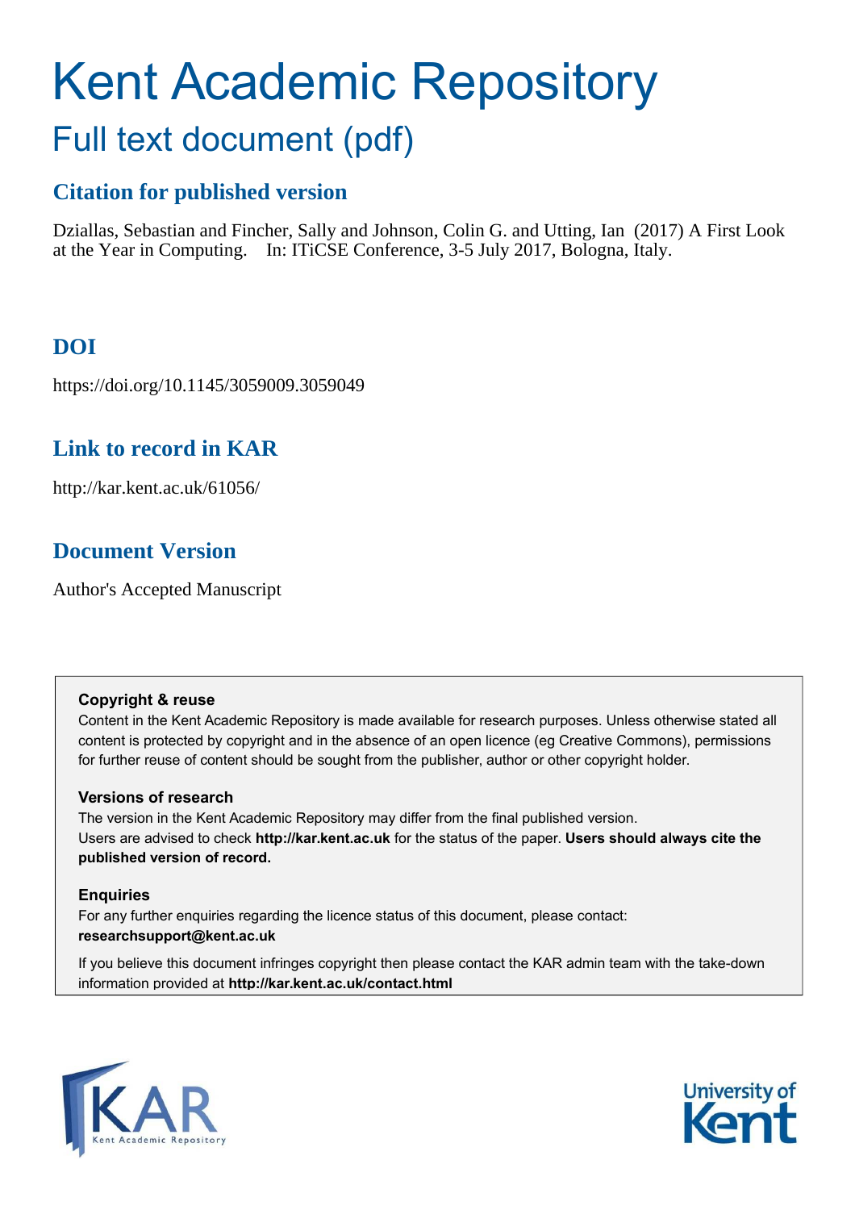# Kent Academic Repository

## Full text document (pdf)

### Citation for published version

Dziallas, Sebastian and Fincher, Sally and Johnson, Colin G. and Utting, Ian (2017) A First Look at the Year in Computing. In: ITiCSE Conference, 3-5 July 2017, Bologna, Italy.

### DOI

https://doi.org/10.1145/3059009.3059049

### Link to record in KAR

http://kar.kent.ac.uk/61056/

### Document Version

Author's Accepted Manuscript

**Copyright & reuse**

Content in the Kent Academic Repository is made available for research purposes. Unless otherwise stated all content is protected by copyright and in the absence of an open licence (eg Creative Commons), permissions for further reuse of content should be sought from the publisher, author or other copyright holder.

**Versions of research**

The version in the Kent Academic Repository may differ from the final published version. Users are advised to check **http://kar.kent.ac.uk** for the status of the paper. **Users should always cite the published version of record.**

**Enquiries**

For any further enquiries regarding the licence status of this document, please contact: **researchsupport@kent.ac.uk**

If you believe this document infringes copyright then please contact the KAR admin team with the take-down information provided at **http://kar.kent.ac.uk/contact.html**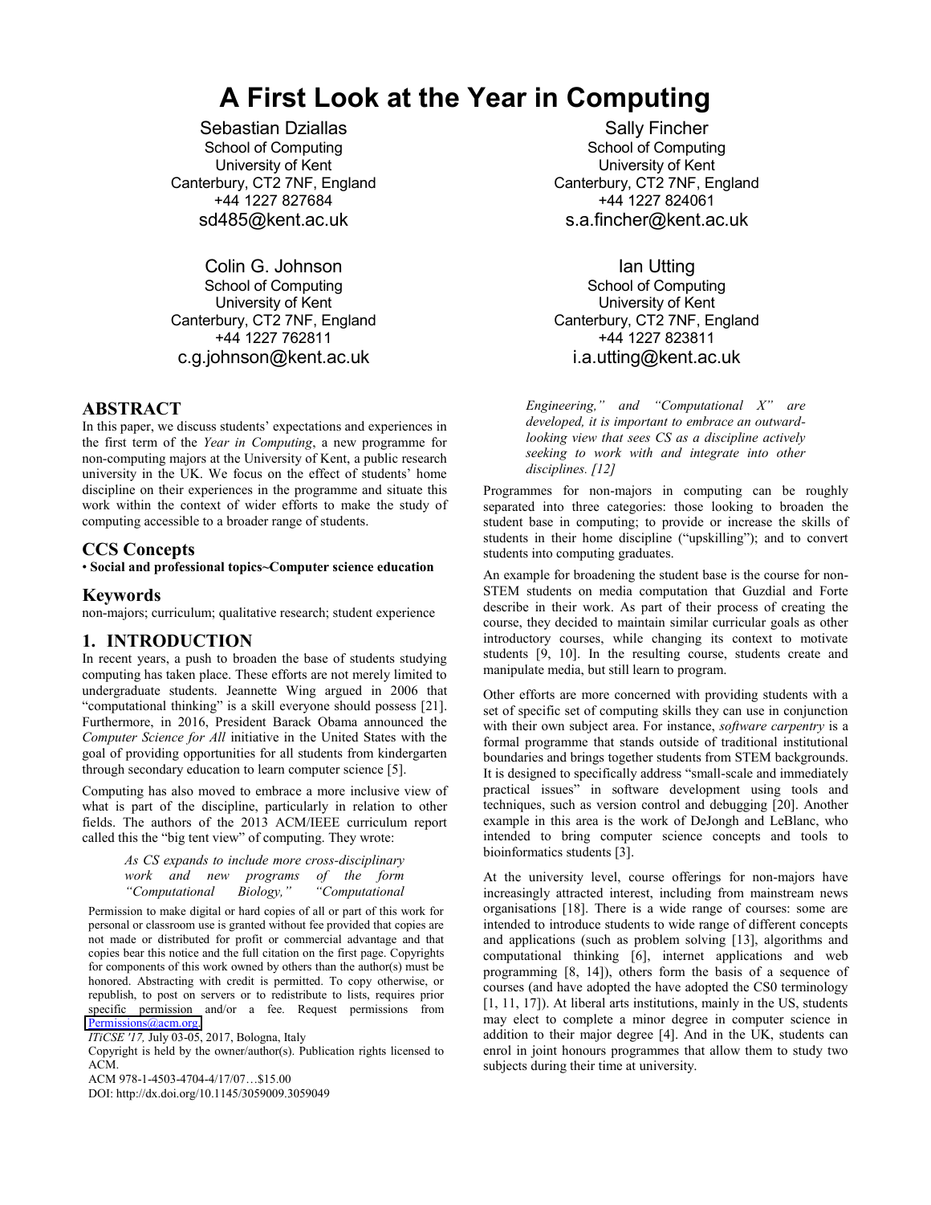// A First Look at the Year in Computing

Sebastian Dziallas
School of Computing
University of Kent
Canterbury, CT2 7NF, England
+44 1227 827684
sd485@kent.ac.uk

Sally Fincher
School of Computing
University of Kent
Canterbury, CT2 7NF, England
+44 1227 824061
s.a.fincher@kent.ac.uk

Colin G. Johnson
School of Computing
University of Kent
Canterbury, CT2 7NF, England
+44 1227 762811
c.g.johnson@kent.ac.uk

Ian Utting
School of Computing
University of Kent
Canterbury, CT2 7NF, England
+44 1227 823811
i.a.utting@kent.ac.uk

## ABSTRACT

In this paper, we discuss students' expectations and experiences in the first term of the *Year in Computing*, a new programme for non-computing majors at the University of Kent, a public research university in the UK. We focus on the effect of students' home discipline on their experiences in the programme and situate this work within the context of wider efforts to make the study of computing accessible to a broader range of students.

## CCS Concepts

• **Social and professional topics~Computer science education**

## Keywords

non-majors; curriculum; qualitative research; student experience

## 1. INTRODUCTION

In recent years, a push to broaden the base of students studying computing has taken place. These efforts are not merely limited to undergraduate students. Jeannette Wing argued in 2006 that "computational thinking" is a skill everyone should possess [21]. Furthermore, in 2016, President Barack Obama announced the *Computer Science for All* initiative in the United States with the goal of providing opportunities for all students from kindergarten through secondary education to learn computer science [5].

Computing has also moved to embrace a more inclusive view of what is part of the discipline, particularly in relation to other fields. The authors of the 2013 ACM/IEEE curriculum report called this the "big tent view" of computing. They wrote:

> *As CS expands to include more cross-disciplinary work and new programs of the form "Computational Biology," "Computational Engineering," and "Computational X" are developed, it is important to embrace an outward-looking view that sees CS as a discipline actively seeking to work with and integrate into other disciplines. [12]*

Programmes for non-majors in computing can be roughly separated into three categories: those looking to broaden the student base in computing; to provide or increase the skills of students in their home discipline ("upskilling"); and to convert students into computing graduates.

An example for broadening the student base is the course for non-STEM students on media computation that Guzdial and Forte describe in their work. As part of their process of creating the course, they decided to maintain similar curricular goals as other introductory courses, while changing its context to motivate students [9, 10]. In the resulting course, students create and manipulate media, but still learn to program.

Other efforts are more concerned with providing students with a set of specific set of computing skills they can use in conjunction with their own subject area. For instance, *software carpentry* is a formal programme that stands outside of traditional institutional boundaries and brings together students from STEM backgrounds. It is designed to specifically address "small-scale and immediately practical issues" in software development using tools and techniques, such as version control and debugging [20]. Another example in this area is the work of DeJongh and LeBlanc, who intended to bring computer science concepts and tools to bioinformatics students [3].

At the university level, course offerings for non-majors have increasingly attracted interest, including from mainstream news organisations [18]. There is a wide range of courses: some are intended to introduce students to wide range of different concepts and applications (such as problem solving [13], algorithms and computational thinking [6], internet applications and web programming [8, 14]), others form the basis of a sequence of courses (and have adopted the have adopted the CS0 terminology [1, 11, 17]). At liberal arts institutions, mainly in the US, students may elect to complete a minor degree in computer science in addition to their major degree [4]. And in the UK, students can enrol in joint honours programmes that allow them to study two subjects during their time at university.

Permission to make digital or hard copies of all or part of this work for personal or classroom use is granted without fee provided that copies are not made or distributed for profit or commercial advantage and that copies bear this notice and the full citation on the first page. Copyrights for components of this work owned by others than the author(s) must be honored. Abstracting with credit is permitted. To copy otherwise, or republish, to post on servers or to redistribute to lists, requires prior specific permission and/or a fee. Request permissions from Permissions@acm.org.

*ITiCSE '17,* July 03-05, 2017, Bologna, Italy

Copyright is held by the owner/author(s). Publication rights licensed to ACM.

ACM 978-1-4503-4704-4/17/07…$15.00

DOI: http://dx.doi.org/10.1145/3059009.3059049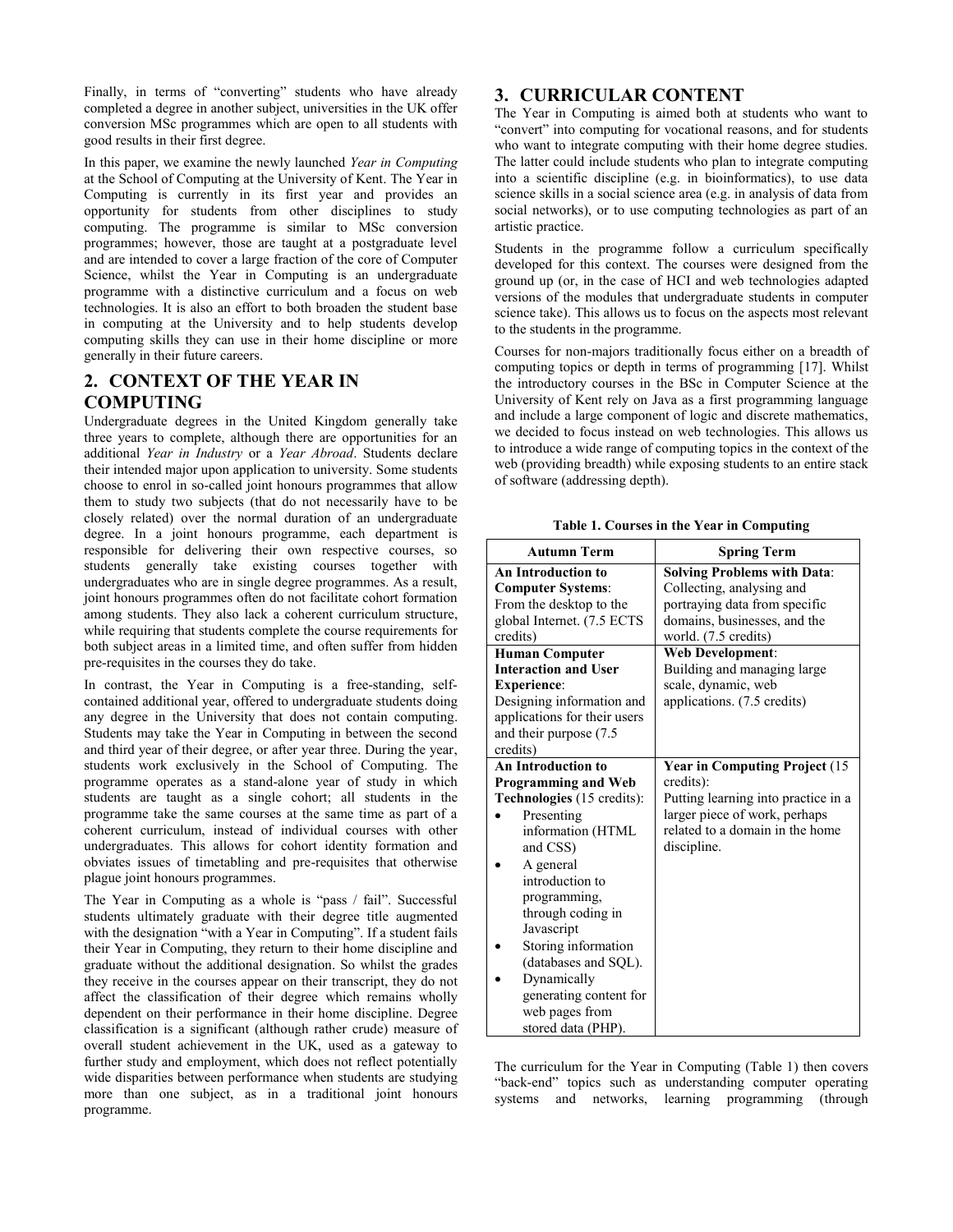Finally, in terms of "converting" students who have already completed a degree in another subject, universities in the UK offer conversion MSc programmes which are open to all students with good results in their first degree.

In this paper, we examine the newly launched *Year in Computing* at the School of Computing at the University of Kent. The Year in Computing is currently in its first year and provides an opportunity for students from other disciplines to study computing. The programme is similar to MSc conversion programmes; however, those are taught at a postgraduate level and are intended to cover a large fraction of the core of Computer Science, whilst the Year in Computing is an undergraduate programme with a distinctive curriculum and a focus on web technologies. It is also an effort to both broaden the student base in computing at the University and to help students develop computing skills they can use in their home discipline or more generally in their future careers.

## 2. CONTEXT OF THE YEAR IN COMPUTING

Undergraduate degrees in the United Kingdom generally take three years to complete, although there are opportunities for an additional *Year in Industry* or a *Year Abroad*. Students declare their intended major upon application to university. Some students choose to enrol in so-called joint honours programmes that allow them to study two subjects (that do not necessarily have to be closely related) over the normal duration of an undergraduate degree. In a joint honours programme, each department is responsible for delivering their own respective courses, so students generally take existing courses together with undergraduates who are in single degree programmes. As a result, joint honours programmes often do not facilitate cohort formation among students. They also lack a coherent curriculum structure, while requiring that students complete the course requirements for both subject areas in a limited time, and often suffer from hidden pre-requisites in the courses they do take.

In contrast, the Year in Computing is a free-standing, self-contained additional year, offered to undergraduate students doing any degree in the University that does not contain computing. Students may take the Year in Computing in between the second and third year of their degree, or after year three. During the year, students work exclusively in the School of Computing. The programme operates as a stand-alone year of study in which students are taught as a single cohort; all students in the programme take the same courses at the same time as part of a coherent curriculum, instead of individual courses with other undergraduates. This allows for cohort identity formation and obviates issues of timetabling and pre-requisites that otherwise plague joint honours programmes.

The Year in Computing as a whole is "pass / fail". Successful students ultimately graduate with their degree title augmented with the designation "with a Year in Computing". If a student fails their Year in Computing, they return to their home discipline and graduate without the additional designation. So whilst the grades they receive in the courses appear on their transcript, they do not affect the classification of their degree which remains wholly dependent on their performance in their home discipline. Degree classification is a significant (although rather crude) measure of overall student achievement in the UK, used as a gateway to further study and employment, which does not reflect potentially wide disparities between performance when students are studying more than one subject, as in a traditional joint honours programme.

## 3. CURRICULAR CONTENT

The Year in Computing is aimed both at students who want to "convert" into computing for vocational reasons, and for students who want to integrate computing with their home degree studies. The latter could include students who plan to integrate computing into a scientific discipline (e.g. in bioinformatics), to use data science skills in a social science area (e.g. in analysis of data from social networks), or to use computing technologies as part of an artistic practice.

Students in the programme follow a curriculum specifically developed for this context. The courses were designed from the ground up (or, in the case of HCI and web technologies adapted versions of the modules that undergraduate students in computer science take). This allows us to focus on the aspects most relevant to the students in the programme.

Courses for non-majors traditionally focus either on a breadth of computing topics or depth in terms of programming [17]. Whilst the introductory courses in the BSc in Computer Science at the University of Kent rely on Java as a first programming language and include a large component of logic and discrete mathematics, we decided to focus instead on web technologies. This allows us to introduce a wide range of computing topics in the context of the web (providing breadth) while exposing students to an entire stack of software (addressing depth).

**Table 1. Courses in the Year in Computing**

| Autumn Term | Spring Term |
|---|---|
| **An Introduction to Computer Systems**: From the desktop to the global Internet. (7.5 ECTS credits) | **Solving Problems with Data**: Collecting, analysing and portraying data from specific domains, businesses, and the world. (7.5 credits) |
| **Human Computer Interaction and User Experience**: Designing information and applications for their users and their purpose (7.5 credits) | **Web Development**: Building and managing large scale, dynamic, web applications. (7.5 credits) |
| **An Introduction to Programming and Web Technologies** (15 credits): • Presenting information (HTML and CSS) • A general introduction to programming, through coding in Javascript • Storing information (databases and SQL). • Dynamically generating content for web pages from stored data (PHP). | **Year in Computing Project** (15 credits): Putting learning into practice in a larger piece of work, perhaps related to a domain in the home discipline. |

The curriculum for the Year in Computing (Table 1) then covers "back-end" topics such as understanding computer operating systems and networks, learning programming (through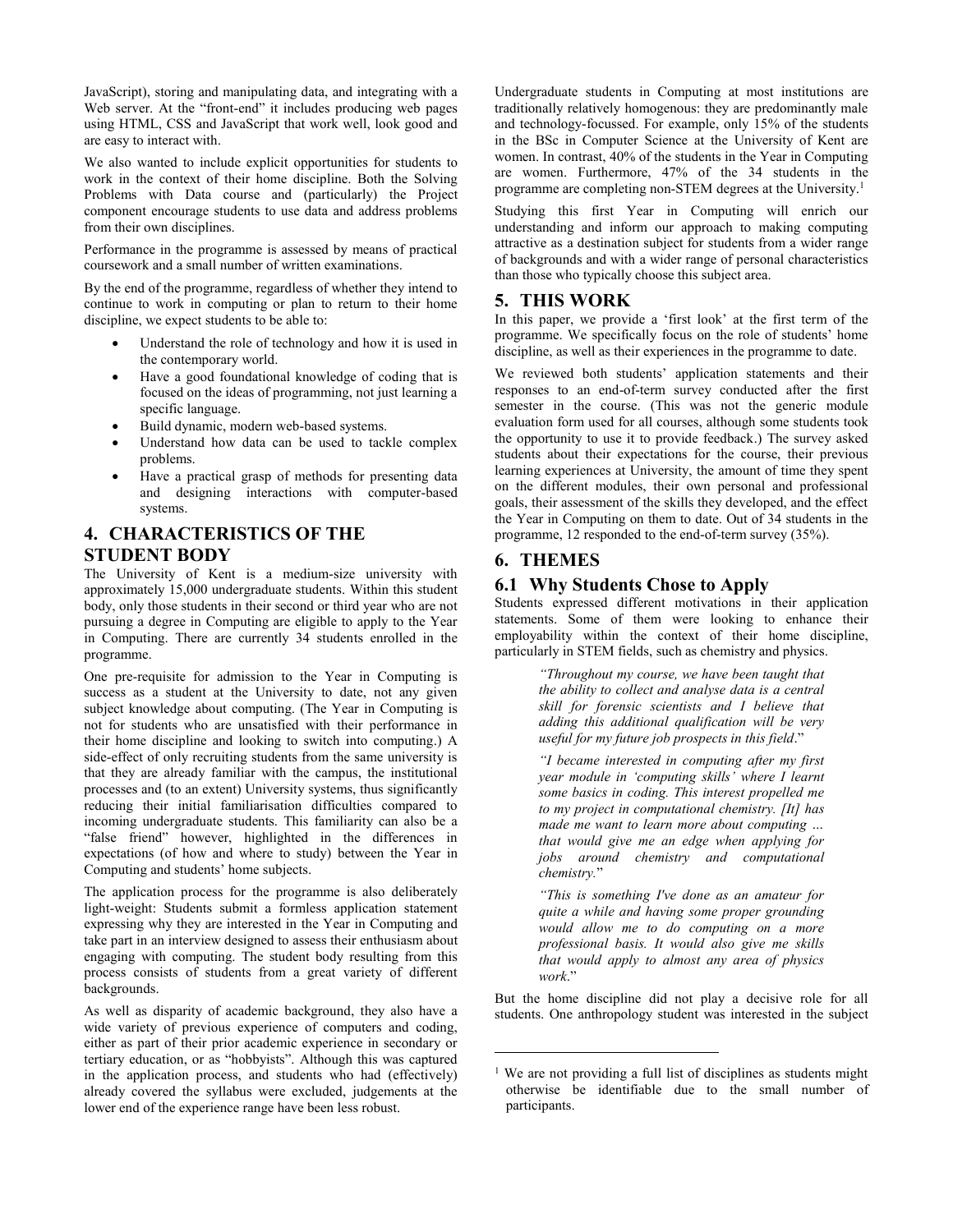JavaScript), storing and manipulating data, and integrating with a Web server. At the "front-end" it includes producing web pages using HTML, CSS and JavaScript that work well, look good and are easy to interact with.

We also wanted to include explicit opportunities for students to work in the context of their home discipline. Both the Solving Problems with Data course and (particularly) the Project component encourage students to use data and address problems from their own disciplines.

Performance in the programme is assessed by means of practical coursework and a small number of written examinations.

By the end of the programme, regardless of whether they intend to continue to work in computing or plan to return to their home discipline, we expect students to be able to:

- Understand the role of technology and how it is used in the contemporary world.
- Have a good foundational knowledge of coding that is focused on the ideas of programming, not just learning a specific language.
- Build dynamic, modern web-based systems.
- Understand how data can be used to tackle complex problems.
- Have a practical grasp of methods for presenting data and designing interactions with computer-based systems.

## 4. CHARACTERISTICS OF THE STUDENT BODY

The University of Kent is a medium-size university with approximately 15,000 undergraduate students. Within this student body, only those students in their second or third year who are not pursuing a degree in Computing are eligible to apply to the Year in Computing. There are currently 34 students enrolled in the programme.

One pre-requisite for admission to the Year in Computing is success as a student at the University to date, not any given subject knowledge about computing. (The Year in Computing is not for students who are unsatisfied with their performance in their home discipline and looking to switch into computing.) A side-effect of only recruiting students from the same university is that they are already familiar with the campus, the institutional processes and (to an extent) University systems, thus significantly reducing their initial familiarisation difficulties compared to incoming undergraduate students. This familiarity can also be a "false friend" however, highlighted in the differences in expectations (of how and where to study) between the Year in Computing and students' home subjects.

The application process for the programme is also deliberately light-weight: Students submit a formless application statement expressing why they are interested in the Year in Computing and take part in an interview designed to assess their enthusiasm about engaging with computing. The student body resulting from this process consists of students from a great variety of different backgrounds.

As well as disparity of academic background, they also have a wide variety of previous experience of computers and coding, either as part of their prior academic experience in secondary or tertiary education, or as "hobbyists". Although this was captured in the application process, and students who had (effectively) already covered the syllabus were excluded, judgements at the lower end of the experience range have been less robust.

Undergraduate students in Computing at most institutions are traditionally relatively homogenous: they are predominantly male and technology-focussed. For example, only 15% of the students in the BSc in Computer Science at the University of Kent are women. In contrast, 40% of the students in the Year in Computing are women. Furthermore, 47% of the 34 students in the programme are completing non-STEM degrees at the University.[1]

Studying this first Year in Computing will enrich our understanding and inform our approach to making computing attractive as a destination subject for students from a wider range of backgrounds and with a wider range of personal characteristics than those who typically choose this subject area.

## 5. THIS WORK

In this paper, we provide a 'first look' at the first term of the programme. We specifically focus on the role of students' home discipline, as well as their experiences in the programme to date.

We reviewed both students' application statements and their responses to an end-of-term survey conducted after the first semester in the course. (This was not the generic module evaluation form used for all courses, although some students took the opportunity to use it to provide feedback.) The survey asked students about their expectations for the course, their previous learning experiences at University, the amount of time they spent on the different modules, their own personal and professional goals, their assessment of the skills they developed, and the effect the Year in Computing on them to date. Out of 34 students in the programme, 12 responded to the end-of-term survey (35%).

## 6. THEMES

### 6.1 Why Students Chose to Apply

Students expressed different motivations in their application statements. Some of them were looking to enhance their employability within the context of their home discipline, particularly in STEM fields, such as chemistry and physics.

> *"Throughout my course, we have been taught that the ability to collect and analyse data is a central skill for forensic scientists and I believe that adding this additional qualification will be very useful for my future job prospects in this field*."

> *"I became interested in computing after my first year module in 'computing skills' where I learnt some basics in coding. This interest propelled me to my project in computational chemistry. [It] has made me want to learn more about computing … that would give me an edge when applying for jobs around chemistry and computational chemistry.*"

> *"This is something I've done as an amateur for quite a while and having some proper grounding would allow me to do computing on a more professional basis. It would also give me skills that would apply to almost any area of physics work*."

But the home discipline did not play a decisive role for all students. One anthropology student was interested in the subject

[1] We are not providing a full list of disciplines as students might otherwise be identifiable due to the small number of participants.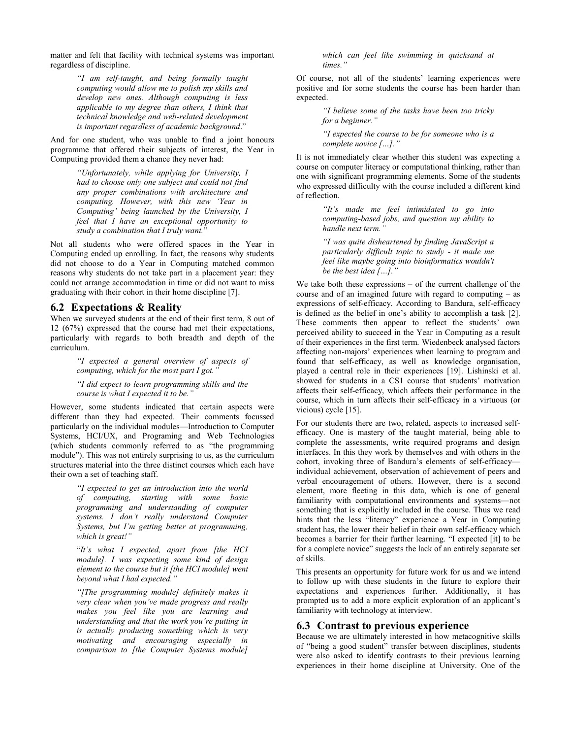matter and felt that facility with technical systems was important regardless of discipline.

> *"I am self-taught, and being formally taught computing would allow me to polish my skills and develop new ones. Although computing is less applicable to my degree than others, I think that technical knowledge and web-related development is important regardless of academic background*."

And for one student, who was unable to find a joint honours programme that offered their subjects of interest, the Year in Computing provided them a chance they never had:

> *"Unfortunately, while applying for University, I had to choose only one subject and could not find any proper combinations with architecture and computing. However, with this new 'Year in Computing' being launched by the University, I feel that I have an exceptional opportunity to study a combination that I truly want.*"

Not all students who were offered spaces in the Year in Computing ended up enrolling. In fact, the reasons why students did not choose to do a Year in Computing matched common reasons why students do not take part in a placement year: they could not arrange accommodation in time or did not want to miss graduating with their cohort in their home discipline [7].

## 6.2 Expectations & Reality

When we surveyed students at the end of their first term, 8 out of 12 (67%) expressed that the course had met their expectations, particularly with regards to both breadth and depth of the curriculum.

> *"I expected a general overview of aspects of computing, which for the most part I got."*
>
> *"I did expect to learn programming skills and the course is what I expected it to be."*

However, some students indicated that certain aspects were different than they had expected. Their comments focussed particularly on the individual modules—Introduction to Computer Systems, HCI/UX, and Programing and Web Technologies (which students commonly referred to as "the programming module"). This was not entirely surprising to us, as the curriculum structures material into the three distinct courses which each have their own a set of teaching staff.

> *"I expected to get an introduction into the world of computing, starting with some basic programming and understanding of computer systems. I don't really understand Computer Systems, but I'm getting better at programming, which is great!"*
>
> "*It's what I expected, apart from [the HCI module]. I was expecting some kind of design element to the course but it [the HCI module] went beyond what I had expected."*
>
> *"[The programming module] definitely makes it very clear when you've made progress and really makes you feel like you are learning and understanding and that the work you're putting in is actually producing something which is very motivating and encouraging especially in comparison to [the Computer Systems module] which can feel like swimming in quicksand at times."*

Of course, not all of the students' learning experiences were positive and for some students the course has been harder than expected.

> *"I believe some of the tasks have been too tricky for a beginner."*
>
> *"I expected the course to be for someone who is a complete novice […]."*

It is not immediately clear whether this student was expecting a course on computer literacy or computational thinking, rather than one with significant programming elements. Some of the students who expressed difficulty with the course included a different kind of reflection.

> *"It's made me feel intimidated to go into computing-based jobs, and question my ability to handle next term."*
>
> *"I was quite disheartened by finding JavaScript a particularly difficult topic to study - it made me feel like maybe going into bioinformatics wouldn't be the best idea […]."*

We take both these expressions – of the current challenge of the course and of an imagined future with regard to computing – as expressions of self-efficacy. According to Bandura, self-efficacy is defined as the belief in one's ability to accomplish a task [2]. These comments then appear to reflect the students' own perceived ability to succeed in the Year in Computing as a result of their experiences in the first term. Wiedenbeck analysed factors affecting non-majors' experiences when learning to program and found that self-efficacy, as well as knowledge organisation, played a central role in their experiences [19]. Lishinski et al. showed for students in a CS1 course that students' motivation affects their self-efficacy, which affects their performance in the course, which in turn affects their self-efficacy in a virtuous (or vicious) cycle [15].

For our students there are two, related, aspects to increased self-efficacy. One is mastery of the taught material, being able to complete the assessments, write required programs and design interfaces. In this they work by themselves and with others in the cohort, invoking three of Bandura's elements of self-efficacy—individual achievement, observation of achievement of peers and verbal encouragement of others. However, there is a second element, more fleeting in this data, which is one of general familiarity with computational environments and systems—not something that is explicitly included in the course. Thus we read hints that the less "literacy" experience a Year in Computing student has, the lower their belief in their own self-efficacy which becomes a barrier for their further learning. "I expected [it] to be for a complete novice" suggests the lack of an entirely separate set of skills.

This presents an opportunity for future work for us and we intend to follow up with these students in the future to explore their expectations and experiences further. Additionally, it has prompted us to add a more explicit exploration of an applicant's familiarity with technology at interview.

## 6.3 Contrast to previous experience

Because we are ultimately interested in how metacognitive skills of "being a good student" transfer between disciplines, students were also asked to identify contrasts to their previous learning experiences in their home discipline at University. One of the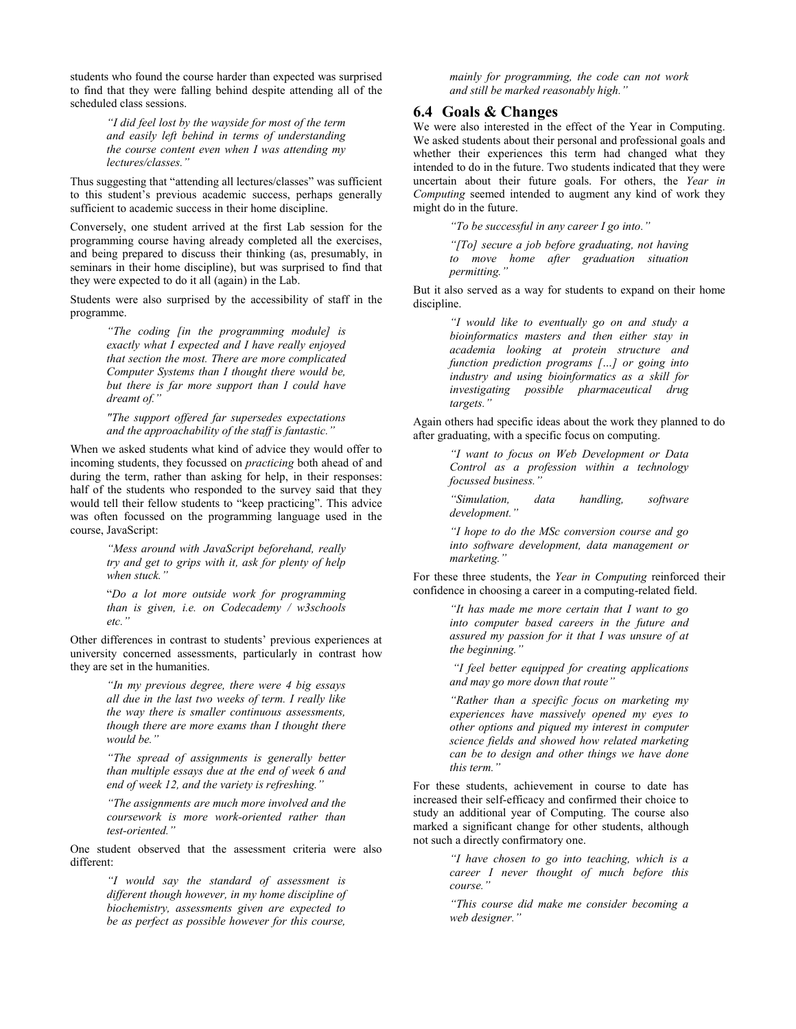students who found the course harder than expected was surprised to find that they were falling behind despite attending all of the scheduled class sessions.

> *"I did feel lost by the wayside for most of the term and easily left behind in terms of understanding the course content even when I was attending my lectures/classes."*

Thus suggesting that "attending all lectures/classes" was sufficient to this student's previous academic success, perhaps generally sufficient to academic success in their home discipline.

Conversely, one student arrived at the first Lab session for the programming course having already completed all the exercises, and being prepared to discuss their thinking (as, presumably, in seminars in their home discipline), but was surprised to find that they were expected to do it all (again) in the Lab.

Students were also surprised by the accessibility of staff in the programme.

> *"The coding [in the programming module] is exactly what I expected and I have really enjoyed that section the most. There are more complicated Computer Systems than I thought there would be, but there is far more support than I could have dreamt of."*

> *"The support offered far supersedes expectations and the approachability of the staff is fantastic."*

When we asked students what kind of advice they would offer to incoming students, they focussed on *practicing* both ahead of and during the term, rather than asking for help, in their responses: half of the students who responded to the survey said that they would tell their fellow students to "keep practicing". This advice was often focussed on the programming language used in the course, JavaScript:

> *"Mess around with JavaScript beforehand, really try and get to grips with it, ask for plenty of help when stuck."*

> "*Do a lot more outside work for programming than is given, i.e. on Codecademy / w3schools etc."*

Other differences in contrast to students' previous experiences at university concerned assessments, particularly in contrast how they are set in the humanities.

> *"In my previous degree, there were 4 big essays all due in the last two weeks of term. I really like the way there is smaller continuous assessments, though there are more exams than I thought there would be."*

> *"The spread of assignments is generally better than multiple essays due at the end of week 6 and end of week 12, and the variety is refreshing."*

> *"The assignments are much more involved and the coursework is more work-oriented rather than test-oriented."*

One student observed that the assessment criteria were also different:

> *"I would say the standard of assessment is different though however, in my home discipline of biochemistry, assessments given are expected to be as perfect as possible however for this course, mainly for programming, the code can not work and still be marked reasonably high."*

## 6.4 Goals & Changes

We were also interested in the effect of the Year in Computing. We asked students about their personal and professional goals and whether their experiences this term had changed what they intended to do in the future. Two students indicated that they were uncertain about their future goals. For others, the *Year in Computing* seemed intended to augment any kind of work they might do in the future.

> *"To be successful in any career I go into."*

> *"[To] secure a job before graduating, not having to move home after graduation situation permitting."*

But it also served as a way for students to expand on their home discipline.

> *"I would like to eventually go on and study a bioinformatics masters and then either stay in academia looking at protein structure and function prediction programs […] or going into industry and using bioinformatics as a skill for investigating possible pharmaceutical drug targets."*

Again others had specific ideas about the work they planned to do after graduating, with a specific focus on computing.

> *"I want to focus on Web Development or Data Control as a profession within a technology focussed business."*

> *"Simulation, data handling, software development."*

> *"I hope to do the MSc conversion course and go into software development, data management or marketing."*

For these three students, the *Year in Computing* reinforced their confidence in choosing a career in a computing-related field.

> *"It has made me more certain that I want to go into computer based careers in the future and assured my passion for it that I was unsure of at the beginning."*

> *"I feel better equipped for creating applications and may go more down that route"*

> *"Rather than a specific focus on marketing my experiences have massively opened my eyes to other options and piqued my interest in computer science fields and showed how related marketing can be to design and other things we have done this term."*

For these students, achievement in course to date has increased their self-efficacy and confirmed their choice to study an additional year of Computing. The course also marked a significant change for other students, although not such a directly confirmatory one.

> *"I have chosen to go into teaching, which is a career I never thought of much before this course."*

> *"This course did make me consider becoming a web designer."*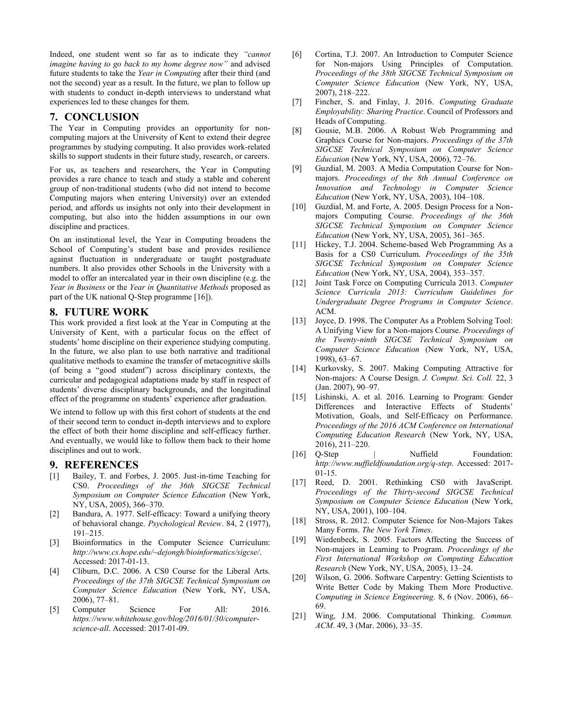Indeed, one student went so far as to indicate they *"cannot imagine having to go back to my home degree now"* and advised future students to take the *Year in Computing* after their third (and not the second) year as a result. In the future, we plan to follow up with students to conduct in-depth interviews to understand what experiences led to these changes for them.

## 7. CONCLUSION

The Year in Computing provides an opportunity for non-computing majors at the University of Kent to extend their degree programmes by studying computing. It also provides work-related skills to support students in their future study, research, or careers.

For us, as teachers and researchers, the Year in Computing provides a rare chance to teach and study a stable and coherent group of non-traditional students (who did not intend to become Computing majors when entering University) over an extended period, and affords us insights not only into their development in computing, but also into the hidden assumptions in our own discipline and practices.

On an institutional level, the Year in Computing broadens the School of Computing's student base and provides resilience against fluctuation in undergraduate or taught postgraduate numbers. It also provides other Schools in the University with a model to offer an intercalated year in their own discipline (e.g. the *Year in Business* or the *Year in Quantitative Methods* proposed as part of the UK national Q-Step programme [16]).

## 8. FUTURE WORK

This work provided a first look at the Year in Computing at the University of Kent, with a particular focus on the effect of students' home discipline on their experience studying computing. In the future, we also plan to use both narrative and traditional qualitative methods to examine the transfer of metacognitive skills (of being a "good student") across disciplinary contexts, the curricular and pedagogical adaptations made by staff in respect of students' diverse disciplinary backgrounds, and the longitudinal effect of the programme on students' experience after graduation.

We intend to follow up with this first cohort of students at the end of their second term to conduct in-depth interviews and to explore the effect of both their home discipline and self-efficacy further. And eventually, we would like to follow them back to their home disciplines and out to work.

## 9. REFERENCES

[1] Bailey, T. and Forbes, J. 2005. Just-in-time Teaching for CS0. *Proceedings of the 36th SIGCSE Technical Symposium on Computer Science Education* (New York, NY, USA, 2005), 366–370.

[2] Bandura, A. 1977. Self-efficacy: Toward a unifying theory of behavioral change. *Psychological Review*. 84, 2 (1977), 191–215.

[3] Bioinformatics in the Computer Science Curriculum: *http://www.cs.hope.edu/~dejongh/bioinformatics/sigcse/*. Accessed: 2017-01-13.

[4] Cliburn, D.C. 2006. A CS0 Course for the Liberal Arts. *Proceedings of the 37th SIGCSE Technical Symposium on Computer Science Education* (New York, NY, USA, 2006), 77–81.

[5] Computer Science For All: 2016. *https://www.whitehouse.gov/blog/2016/01/30/computer-science-all*. Accessed: 2017-01-09.

[6] Cortina, T.J. 2007. An Introduction to Computer Science for Non-majors Using Principles of Computation. *Proceedings of the 38th SIGCSE Technical Symposium on Computer Science Education* (New York, NY, USA, 2007), 218–222.

[7] Fincher, S. and Finlay, J. 2016. *Computing Graduate Employability: Sharing Practice*. Council of Professors and Heads of Computing.

[8] Gousie, M.B. 2006. A Robust Web Programming and Graphics Course for Non-majors. *Proceedings of the 37th SIGCSE Technical Symposium on Computer Science Education* (New York, NY, USA, 2006), 72–76.

[9] Guzdial, M. 2003. A Media Computation Course for Non-majors. *Proceedings of the 8th Annual Conference on Innovation and Technology in Computer Science Education* (New York, NY, USA, 2003), 104–108.

[10] Guzdial, M. and Forte, A. 2005. Design Process for a Non-majors Computing Course. *Proceedings of the 36th SIGCSE Technical Symposium on Computer Science Education* (New York, NY, USA, 2005), 361–365.

[11] Hickey, T.J. 2004. Scheme-based Web Programming As a Basis for a CS0 Curriculum. *Proceedings of the 35th SIGCSE Technical Symposium on Computer Science Education* (New York, NY, USA, 2004), 353–357.

[12] Joint Task Force on Computing Curricula 2013. *Computer Science Curricula 2013: Curriculum Guidelines for Undergraduate Degree Programs in Computer Science*. ACM.

[13] Joyce, D. 1998. The Computer As a Problem Solving Tool: A Unifying View for a Non-majors Course. *Proceedings of the Twenty-ninth SIGCSE Technical Symposium on Computer Science Education* (New York, NY, USA, 1998), 63–67.

[14] Kurkovsky, S. 2007. Making Computing Attractive for Non-majors: A Course Design. *J. Comput. Sci. Coll.* 22, 3 (Jan. 2007), 90–97.

[15] Lishinski, A. et al. 2016. Learning to Program: Gender Differences and Interactive Effects of Students' Motivation, Goals, and Self-Efficacy on Performance. *Proceedings of the 2016 ACM Conference on International Computing Education Research* (New York, NY, USA, 2016), 211–220.

[16] Q-Step | Nuffield Foundation: *http://www.nuffieldfoundation.org/q-step*. Accessed: 2017-01-15.

[17] Reed, D. 2001. Rethinking CS0 with JavaScript. *Proceedings of the Thirty-second SIGCSE Technical Symposium on Computer Science Education* (New York, NY, USA, 2001), 100–104.

[18] Stross, R. 2012. Computer Science for Non-Majors Takes Many Forms. *The New York Times*.

[19] Wiedenbeck, S. 2005. Factors Affecting the Success of Non-majors in Learning to Program. *Proceedings of the First International Workshop on Computing Education Research* (New York, NY, USA, 2005), 13–24.

[20] Wilson, G. 2006. Software Carpentry: Getting Scientists to Write Better Code by Making Them More Productive. *Computing in Science Engineering*. 8, 6 (Nov. 2006), 66–69.

[21] Wing, J.M. 2006. Computational Thinking. *Commun. ACM*. 49, 3 (Mar. 2006), 33–35.